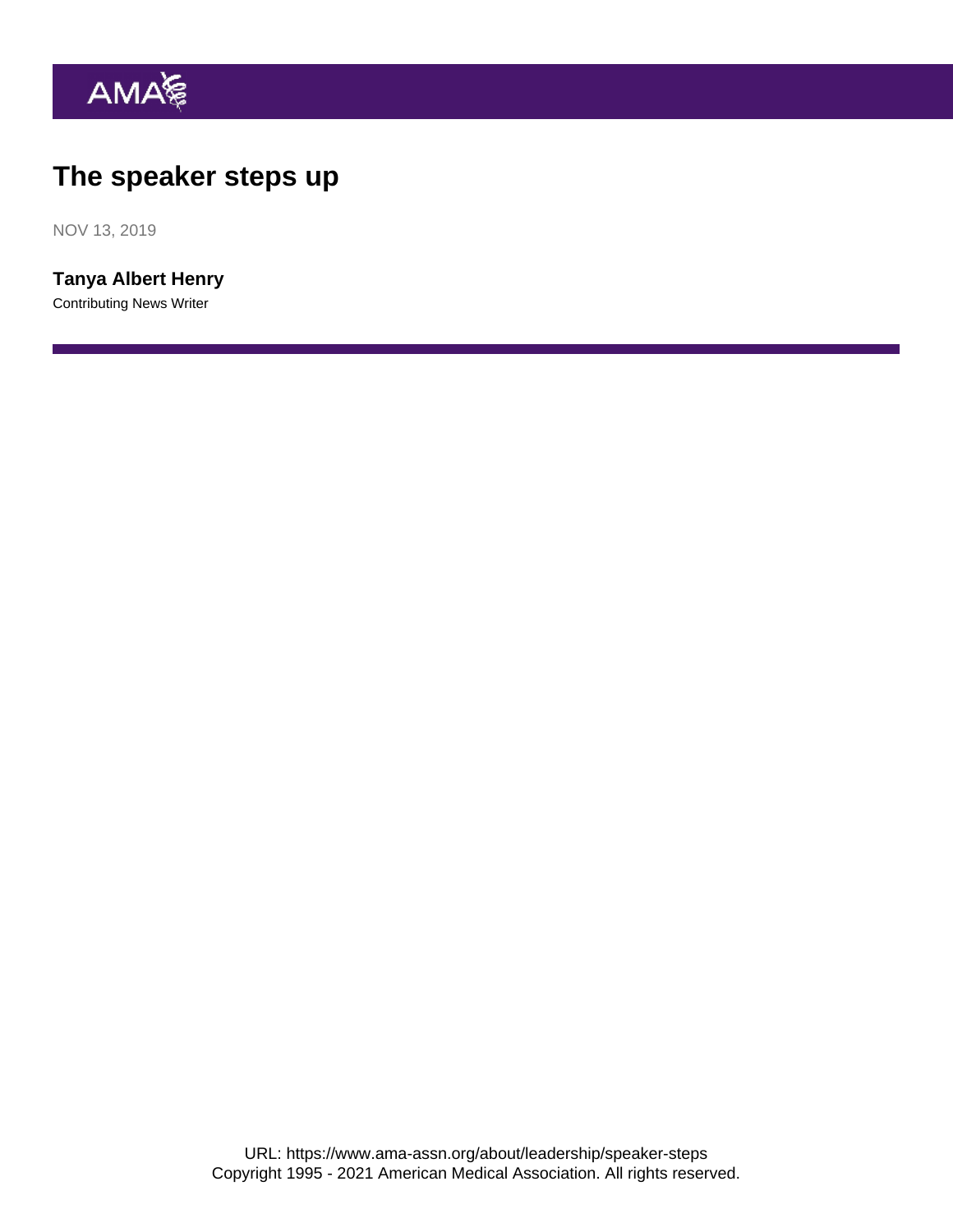# The speaker steps up

NOV 13, 2019

**Tanya Albert Henry**

Contributing News Writer

URL: https://www.ama-assn.org/about/leadership/speaker-steps
Copyright 1995 - 2021 American Medical Association. All rights reserved.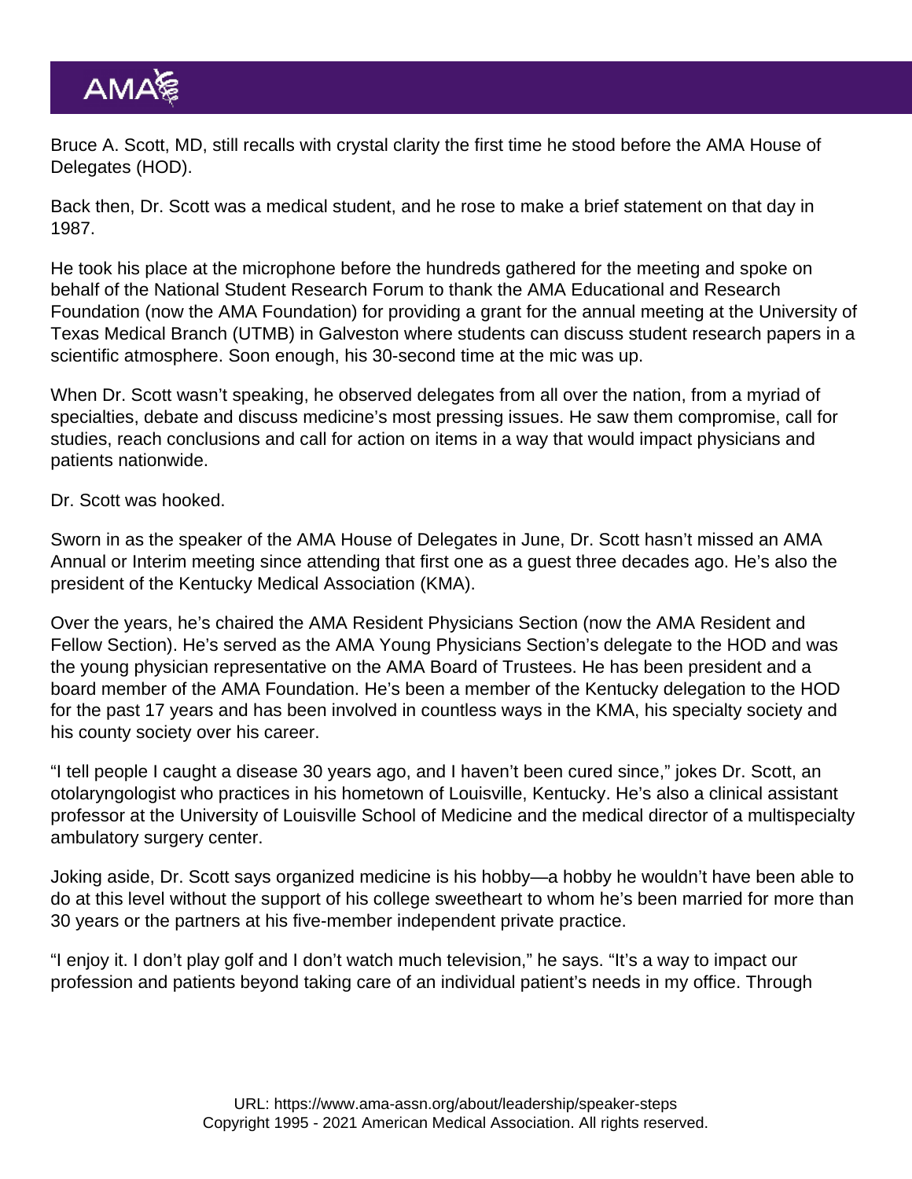Bruce A. Scott, MD, still recalls with crystal clarity the first time he stood before the AMA House of Delegates (HOD).

Back then, Dr. Scott was a medical student, and he rose to make a brief statement on that day in 1987.

He took his place at the microphone before the hundreds gathered for the meeting and spoke on behalf of the National Student Research Forum to thank the AMA Educational and Research Foundation (now the AMA Foundation) for providing a grant for the annual meeting at the University of Texas Medical Branch (UTMB) in Galveston where students can discuss student research papers in a scientific atmosphere. Soon enough, his 30-second time at the mic was up.

When Dr. Scott wasn't speaking, he observed delegates from all over the nation, from a myriad of specialties, debate and discuss medicine's most pressing issues. He saw them compromise, call for studies, reach conclusions and call for action on items in a way that would impact physicians and patients nationwide.

Dr. Scott was hooked.

Sworn in as the speaker of the AMA House of Delegates in June, Dr. Scott hasn't missed an AMA Annual or Interim meeting since attending that first one as a guest three decades ago. He's also the president of the Kentucky Medical Association (KMA).

Over the years, he's chaired the AMA Resident Physicians Section (now the AMA Resident and Fellow Section). He's served as the AMA Young Physicians Section's delegate to the HOD and was the young physician representative on the AMA Board of Trustees. He has been president and a board member of the AMA Foundation. He's been a member of the Kentucky delegation to the HOD for the past 17 years and has been involved in countless ways in the KMA, his specialty society and his county society over his career.

"I tell people I caught a disease 30 years ago, and I haven't been cured since," jokes Dr. Scott, an otolaryngologist who practices in his hometown of Louisville, Kentucky. He's also a clinical assistant professor at the University of Louisville School of Medicine and the medical director of a multispecialty ambulatory surgery center.

Joking aside, Dr. Scott says organized medicine is his hobby—a hobby he wouldn't have been able to do at this level without the support of his college sweetheart to whom he's been married for more than 30 years or the partners at his five-member independent private practice.

"I enjoy it. I don't play golf and I don't watch much television," he says. "It's a way to impact our profession and patients beyond taking care of an individual patient's needs in my office. Through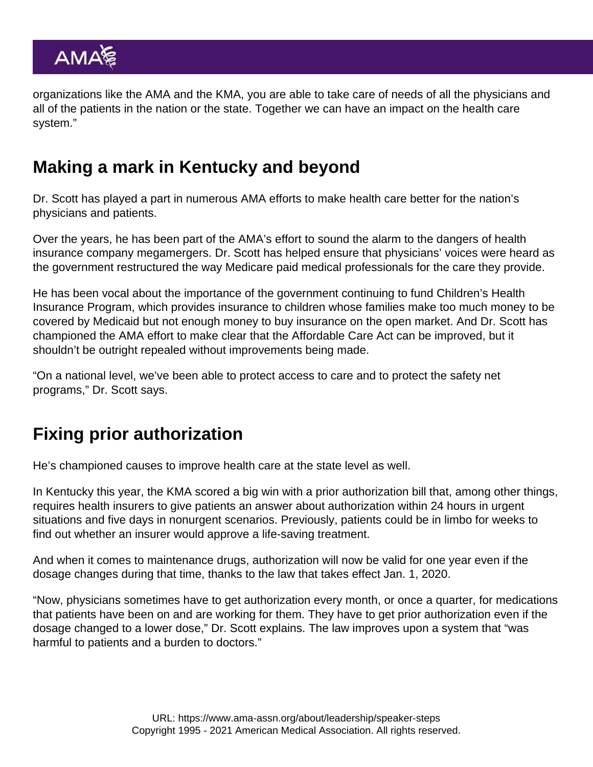organizations like the AMA and the KMA, you are able to take care of needs of all the physicians and all of the patients in the nation or the state. Together we can have an impact on the health care system."

## Making a mark in Kentucky and beyond

Dr. Scott has played a part in numerous AMA efforts to make health care better for the nation's physicians and patients.

Over the years, he has been part of the AMA's effort to sound the alarm to the dangers of health insurance company megamergers. Dr. Scott has helped ensure that physicians' voices were heard as the government restructured the way Medicare paid medical professionals for the care they provide.

He has been vocal about the importance of the government continuing to fund Children's Health Insurance Program, which provides insurance to children whose families make too much money to be covered by Medicaid but not enough money to buy insurance on the open market. And Dr. Scott has championed the AMA effort to make clear that the Affordable Care Act can be improved, but it shouldn't be outright repealed without improvements being made.

"On a national level, we've been able to protect access to care and to protect the safety net programs," Dr. Scott says.

## Fixing prior authorization

He's championed causes to improve health care at the state level as well.

In Kentucky this year, the KMA scored a big win with a prior authorization bill that, among other things, requires health insurers to give patients an answer about authorization within 24 hours in urgent situations and five days in nonurgent scenarios. Previously, patients could be in limbo for weeks to find out whether an insurer would approve a life-saving treatment.

And when it comes to maintenance drugs, authorization will now be valid for one year even if the dosage changes during that time, thanks to the law that takes effect Jan. 1, 2020.

"Now, physicians sometimes have to get authorization every month, or once a quarter, for medications that patients have been on and are working for them. They have to get prior authorization even if the dosage changed to a lower dose," Dr. Scott explains. The law improves upon a system that "was harmful to patients and a burden to doctors."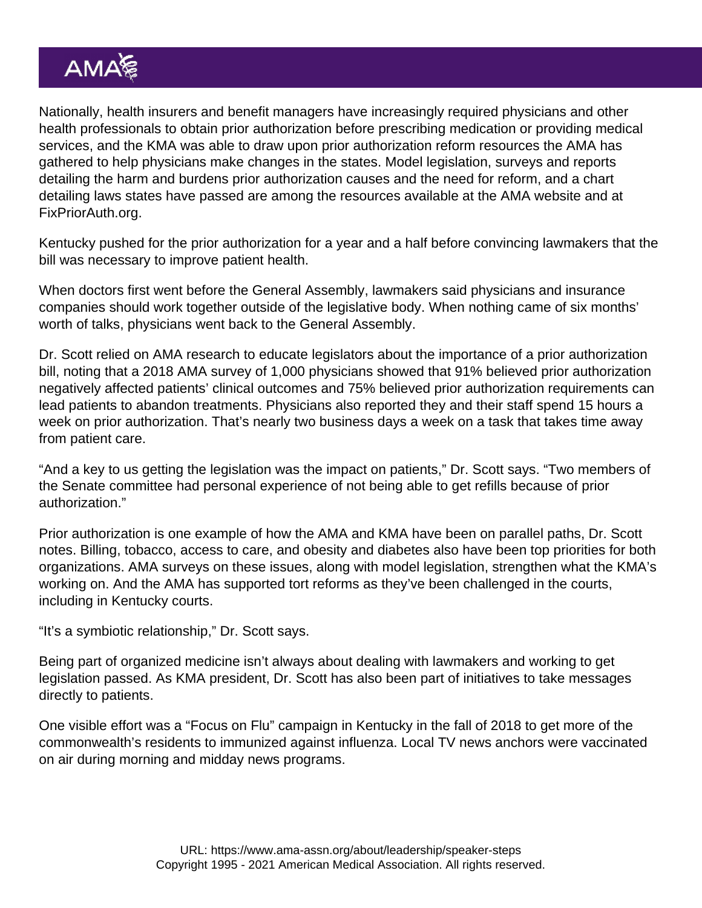Nationally, health insurers and benefit managers have increasingly required physicians and other health professionals to obtain prior authorization before prescribing medication or providing medical services, and the KMA was able to draw upon prior authorization reform resources the AMA has gathered to help physicians make changes in the states. Model legislation, surveys and reports detailing the harm and burdens prior authorization causes and the need for reform, and a chart detailing laws states have passed are among the resources available at the AMA website and at FixPriorAuth.org.

Kentucky pushed for the prior authorization for a year and a half before convincing lawmakers that the bill was necessary to improve patient health.

When doctors first went before the General Assembly, lawmakers said physicians and insurance companies should work together outside of the legislative body. When nothing came of six months' worth of talks, physicians went back to the General Assembly.

Dr. Scott relied on AMA research to educate legislators about the importance of a prior authorization bill, noting that a 2018 AMA survey of 1,000 physicians showed that 91% believed prior authorization negatively affected patients' clinical outcomes and 75% believed prior authorization requirements can lead patients to abandon treatments. Physicians also reported they and their staff spend 15 hours a week on prior authorization. That's nearly two business days a week on a task that takes time away from patient care.

"And a key to us getting the legislation was the impact on patients," Dr. Scott says. "Two members of the Senate committee had personal experience of not being able to get refills because of prior authorization."

Prior authorization is one example of how the AMA and KMA have been on parallel paths, Dr. Scott notes. Billing, tobacco, access to care, and obesity and diabetes also have been top priorities for both organizations. AMA surveys on these issues, along with model legislation, strengthen what the KMA's working on. And the AMA has supported tort reforms as they've been challenged in the courts, including in Kentucky courts.

"It's a symbiotic relationship," Dr. Scott says.

Being part of organized medicine isn't always about dealing with lawmakers and working to get legislation passed. As KMA president, Dr. Scott has also been part of initiatives to take messages directly to patients.

One visible effort was a "Focus on Flu" campaign in Kentucky in the fall of 2018 to get more of the commonwealth's residents to immunized against influenza. Local TV news anchors were vaccinated on air during morning and midday news programs.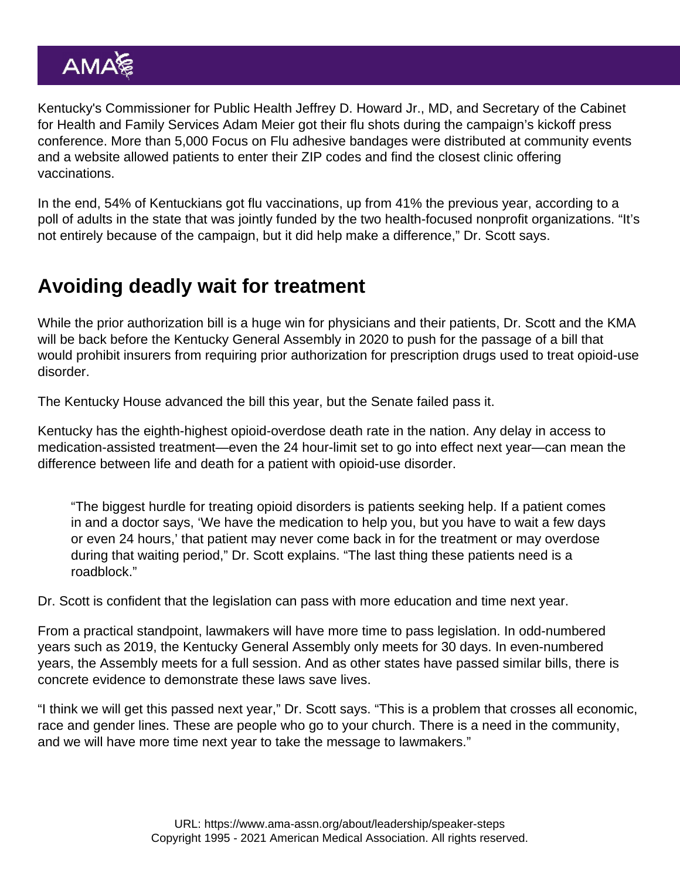Kentucky's Commissioner for Public Health Jeffrey D. Howard Jr., MD, and Secretary of the Cabinet for Health and Family Services Adam Meier got their flu shots during the campaign's kickoff press conference. More than 5,000 Focus on Flu adhesive bandages were distributed at community events and a website allowed patients to enter their ZIP codes and find the closest clinic offering vaccinations.

In the end, 54% of Kentuckians got flu vaccinations, up from 41% the previous year, according to a poll of adults in the state that was jointly funded by the two health-focused nonprofit organizations. "It's not entirely because of the campaign, but it did help make a difference," Dr. Scott says.

## Avoiding deadly wait for treatment

While the prior authorization bill is a huge win for physicians and their patients, Dr. Scott and the KMA will be back before the Kentucky General Assembly in 2020 to push for the passage of a bill that would prohibit insurers from requiring prior authorization for prescription drugs used to treat opioid-use disorder.

The Kentucky House advanced the bill this year, but the Senate failed pass it.

Kentucky has the eighth-highest opioid-overdose death rate in the nation. Any delay in access to medication-assisted treatment—even the 24 hour-limit set to go into effect next year—can mean the difference between life and death for a patient with opioid-use disorder.

> "The biggest hurdle for treating opioid disorders is patients seeking help. If a patient comes in and a doctor says, 'We have the medication to help you, but you have to wait a few days or even 24 hours,' that patient may never come back in for the treatment or may overdose during that waiting period," Dr. Scott explains. "The last thing these patients need is a roadblock."

Dr. Scott is confident that the legislation can pass with more education and time next year.

From a practical standpoint, lawmakers will have more time to pass legislation. In odd-numbered years such as 2019, the Kentucky General Assembly only meets for 30 days. In even-numbered years, the Assembly meets for a full session. And as other states have passed similar bills, there is concrete evidence to demonstrate these laws save lives.

"I think we will get this passed next year," Dr. Scott says. "This is a problem that crosses all economic, race and gender lines. These are people who go to your church. There is a need in the community, and we will have more time next year to take the message to lawmakers."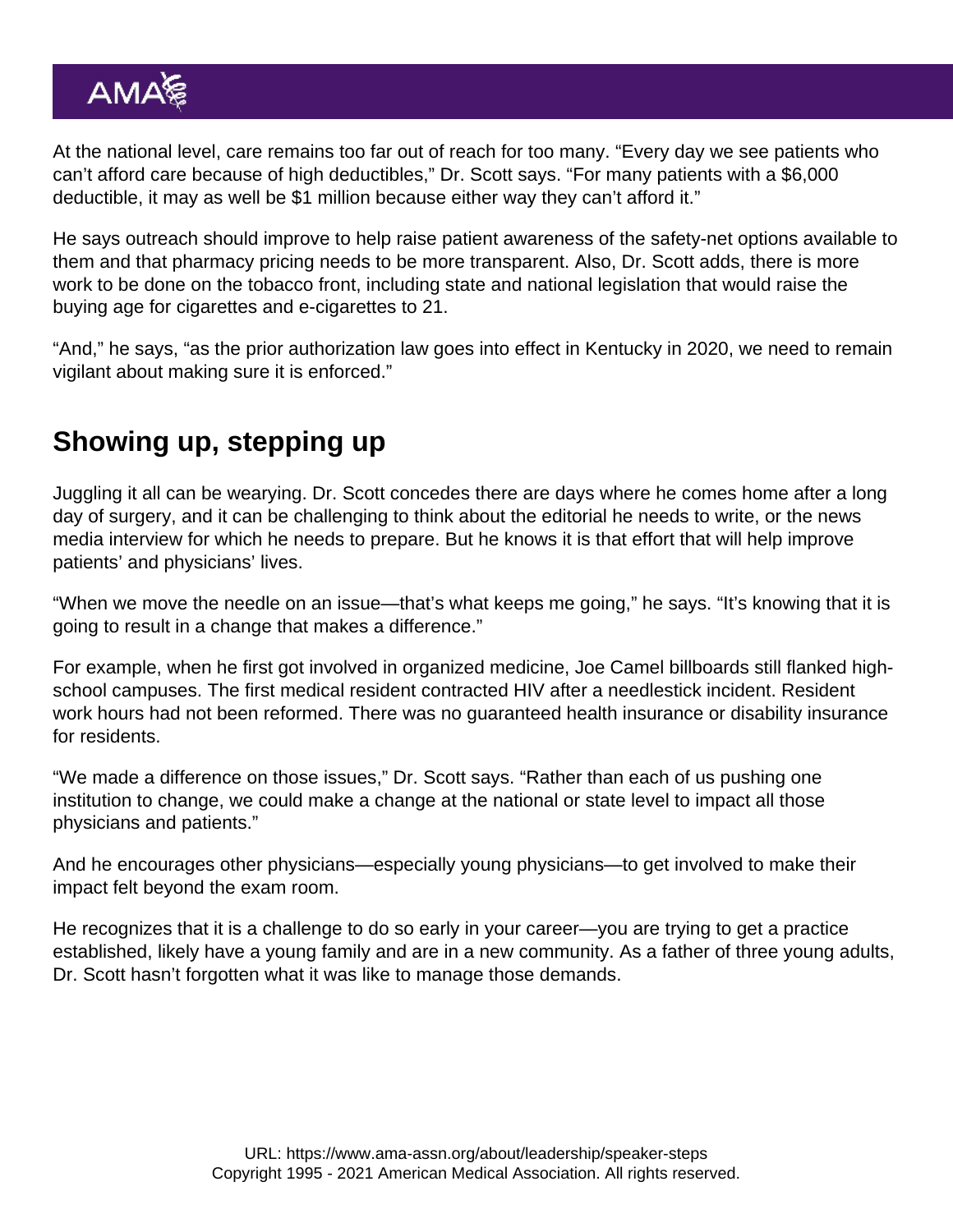At the national level, care remains too far out of reach for too many. "Every day we see patients who can't afford care because of high deductibles," Dr. Scott says. "For many patients with a $6,000 deductible, it may as well be $1 million because either way they can't afford it."

He says outreach should improve to help raise patient awareness of the safety-net options available to them and that pharmacy pricing needs to be more transparent. Also, Dr. Scott adds, there is more work to be done on the tobacco front, including state and national legislation that would raise the buying age for cigarettes and e-cigarettes to 21.

"And," he says, "as the prior authorization law goes into effect in Kentucky in 2020, we need to remain vigilant about making sure it is enforced."

## Showing up, stepping up

Juggling it all can be wearying. Dr. Scott concedes there are days where he comes home after a long day of surgery, and it can be challenging to think about the editorial he needs to write, or the news media interview for which he needs to prepare. But he knows it is that effort that will help improve patients' and physicians' lives.

"When we move the needle on an issue—that's what keeps me going," he says. "It's knowing that it is going to result in a change that makes a difference."

For example, when he first got involved in organized medicine, Joe Camel billboards still flanked high-school campuses. The first medical resident contracted HIV after a needlestick incident. Resident work hours had not been reformed. There was no guaranteed health insurance or disability insurance for residents.

"We made a difference on those issues," Dr. Scott says. "Rather than each of us pushing one institution to change, we could make a change at the national or state level to impact all those physicians and patients."

And he encourages other physicians—especially young physicians—to get involved to make their impact felt beyond the exam room.

He recognizes that it is a challenge to do so early in your career—you are trying to get a practice established, likely have a young family and are in a new community. As a father of three young adults, Dr. Scott hasn't forgotten what it was like to manage those demands.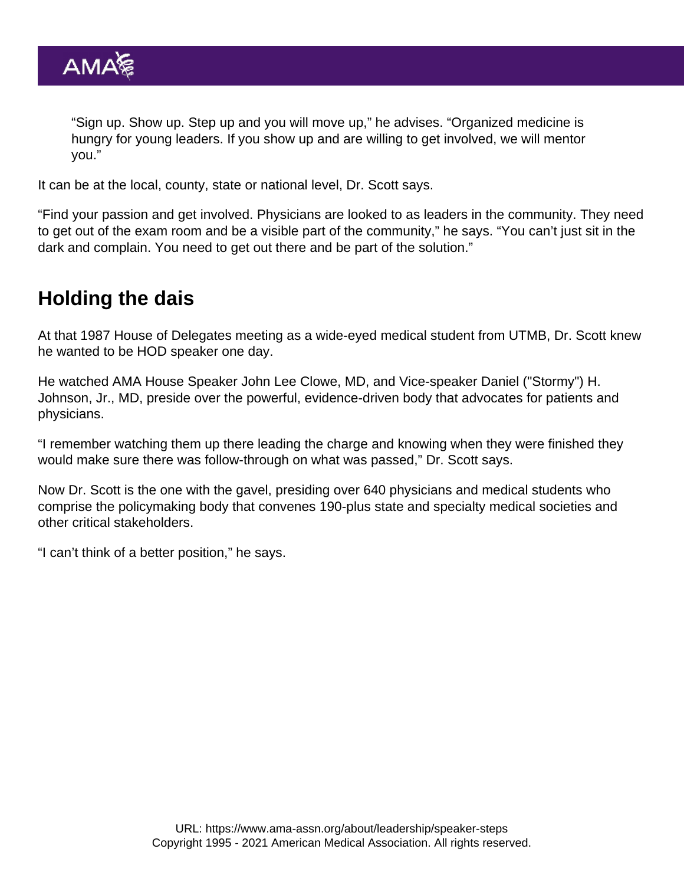> “Sign up. Show up. Step up and you will move up,” he advises. “Organized medicine is hungry for young leaders. If you show up and are willing to get involved, we will mentor you.”

It can be at the local, county, state or national level, Dr. Scott says.

“Find your passion and get involved. Physicians are looked to as leaders in the community. They need to get out of the exam room and be a visible part of the community,” he says. “You can’t just sit in the dark and complain. You need to get out there and be part of the solution.”

## Holding the dais

At that 1987 House of Delegates meeting as a wide-eyed medical student from UTMB, Dr. Scott knew he wanted to be HOD speaker one day.

He watched AMA House Speaker John Lee Clowe, MD, and Vice-speaker Daniel ("Stormy") H. Johnson, Jr., MD, preside over the powerful, evidence-driven body that advocates for patients and physicians.

“I remember watching them up there leading the charge and knowing when they were finished they would make sure there was follow-through on what was passed,” Dr. Scott says.

Now Dr. Scott is the one with the gavel, presiding over 640 physicians and medical students who comprise the policymaking body that convenes 190-plus state and specialty medical societies and other critical stakeholders.

“I can’t think of a better position,” he says.